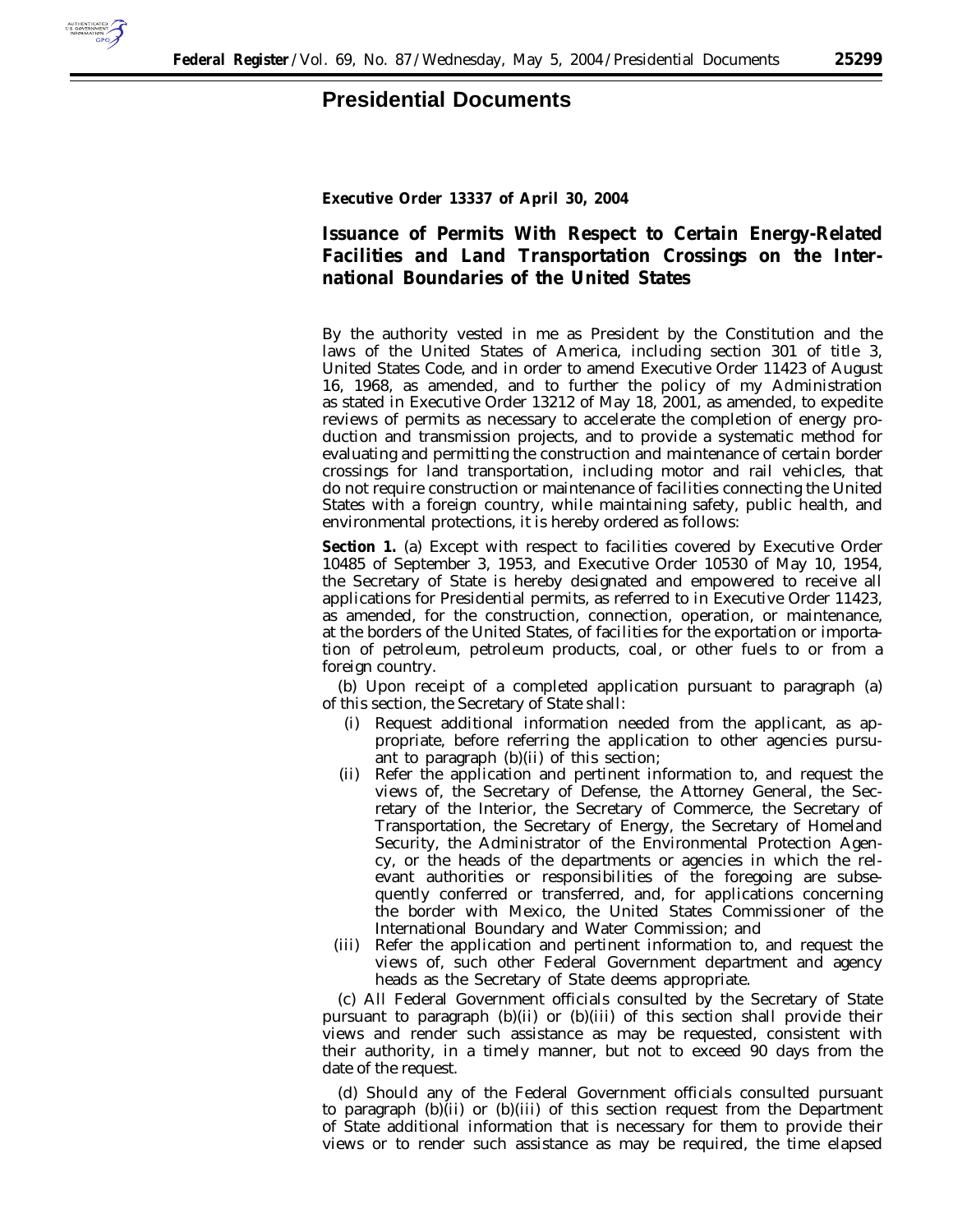# Presidential Documents

**Executive Order 13337 of April 30, 2004**

## Issuance of Permits With Respect to Certain Energy-Related Facilities and Land Transportation Crossings on the International Boundaries of the United States

By the authority vested in me as President by the Constitution and the laws of the United States of America, including section 301 of title 3, United States Code, and in order to amend Executive Order 11423 of August 16, 1968, as amended, and to further the policy of my Administration as stated in Executive Order 13212 of May 18, 2001, as amended, to expedite reviews of permits as necessary to accelerate the completion of energy production and transmission projects, and to provide a systematic method for evaluating and permitting the construction and maintenance of certain border crossings for land transportation, including motor and rail vehicles, that do not require construction or maintenance of facilities connecting the United States with a foreign country, while maintaining safety, public health, and environmental protections, it is hereby ordered as follows:

**Section 1.** (a) Except with respect to facilities covered by Executive Order 10485 of September 3, 1953, and Executive Order 10530 of May 10, 1954, the Secretary of State is hereby designated and empowered to receive all applications for Presidential permits, as referred to in Executive Order 11423, as amended, for the construction, connection, operation, or maintenance, at the borders of the United States, of facilities for the exportation or importation of petroleum, petroleum products, coal, or other fuels to or from a foreign country.

(b) Upon receipt of a completed application pursuant to paragraph (a) of this section, the Secretary of State shall:

- (i) Request additional information needed from the applicant, as appropriate, before referring the application to other agencies pursuant to paragraph (b)(ii) of this section;
- (ii) Refer the application and pertinent information to, and request the views of, the Secretary of Defense, the Attorney General, the Secretary of the Interior, the Secretary of Commerce, the Secretary of Transportation, the Secretary of Energy, the Secretary of Homeland Security, the Administrator of the Environmental Protection Agency, or the heads of the departments or agencies in which the relevant authorities or responsibilities of the foregoing are subsequently conferred or transferred, and, for applications concerning the border with Mexico, the United States Commissioner of the International Boundary and Water Commission; and
- (iii) Refer the application and pertinent information to, and request the views of, such other Federal Government department and agency heads as the Secretary of State deems appropriate.

(c) All Federal Government officials consulted by the Secretary of State pursuant to paragraph (b)(ii) or (b)(iii) of this section shall provide their views and render such assistance as may be requested, consistent with their authority, in a timely manner, but not to exceed 90 days from the date of the request.

(d) Should any of the Federal Government officials consulted pursuant to paragraph (b)(ii) or (b)(iii) of this section request from the Department of State additional information that is necessary for them to provide their views or to render such assistance as may be required, the time elapsed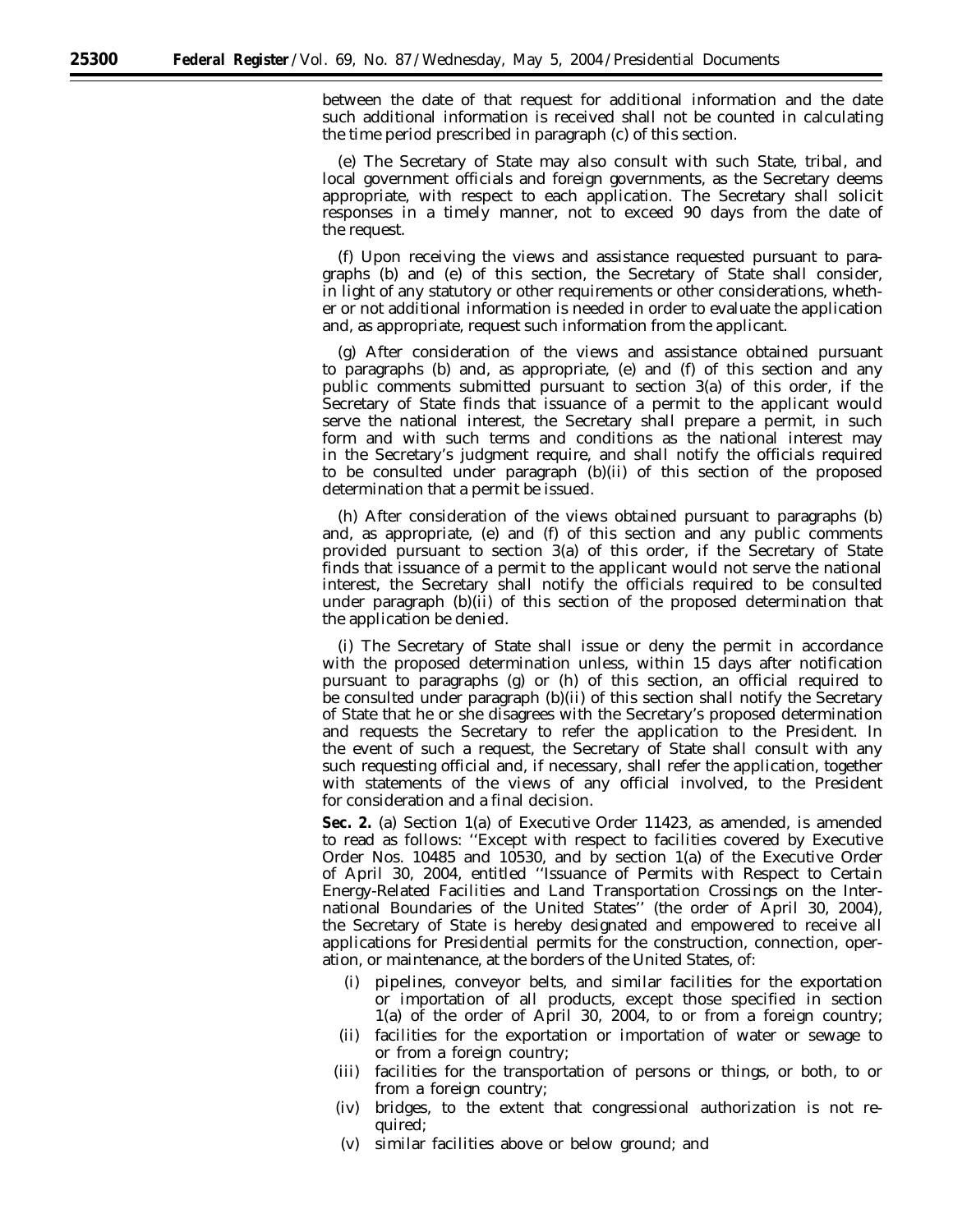between the date of that request for additional information and the date such additional information is received shall not be counted in calculating the time period prescribed in paragraph (c) of this section.

(e) The Secretary of State may also consult with such State, tribal, and local government officials and foreign governments, as the Secretary deems appropriate, with respect to each application. The Secretary shall solicit responses in a timely manner, not to exceed 90 days from the date of the request.

(f) Upon receiving the views and assistance requested pursuant to paragraphs (b) and (e) of this section, the Secretary of State shall consider, in light of any statutory or other requirements or other considerations, whether or not additional information is needed in order to evaluate the application and, as appropriate, request such information from the applicant.

(g) After consideration of the views and assistance obtained pursuant to paragraphs (b) and, as appropriate, (e) and (f) of this section and any public comments submitted pursuant to section 3(a) of this order, if the Secretary of State finds that issuance of a permit to the applicant would serve the national interest, the Secretary shall prepare a permit, in such form and with such terms and conditions as the national interest may in the Secretary's judgment require, and shall notify the officials required to be consulted under paragraph (b)(ii) of this section of the proposed determination that a permit be issued.

(h) After consideration of the views obtained pursuant to paragraphs (b) and, as appropriate, (e) and (f) of this section and any public comments provided pursuant to section 3(a) of this order, if the Secretary of State finds that issuance of a permit to the applicant would not serve the national interest, the Secretary shall notify the officials required to be consulted under paragraph (b)(ii) of this section of the proposed determination that the application be denied.

(i) The Secretary of State shall issue or deny the permit in accordance with the proposed determination unless, within 15 days after notification pursuant to paragraphs (g) or (h) of this section, an official required to be consulted under paragraph (b)(ii) of this section shall notify the Secretary of State that he or she disagrees with the Secretary's proposed determination and requests the Secretary to refer the application to the President. In the event of such a request, the Secretary of State shall consult with any such requesting official and, if necessary, shall refer the application, together with statements of the views of any official involved, to the President for consideration and a final decision.

**Sec. 2.** (a) Section 1(a) of Executive Order 11423, as amended, is amended to read as follows: ''Except with respect to facilities covered by Executive Order Nos. 10485 and 10530, and by section 1(a) of the Executive Order of April 30, 2004, entitled ''Issuance of Permits with Respect to Certain Energy-Related Facilities and Land Transportation Crossings on the International Boundaries of the United States'' (the order of April 30, 2004), the Secretary of State is hereby designated and empowered to receive all applications for Presidential permits for the construction, connection, operation, or maintenance, at the borders of the United States, of:

- (i) pipelines, conveyor belts, and similar facilities for the exportation or importation of all products, except those specified in section 1(a) of the order of April 30, 2004, to or from a foreign country;
- (ii) facilities for the exportation or importation of water or sewage to or from a foreign country;
- (iii) facilities for the transportation of persons or things, or both, to or from a foreign country;
- (iv) bridges, to the extent that congressional authorization is not required;
- (v) similar facilities above or below ground; and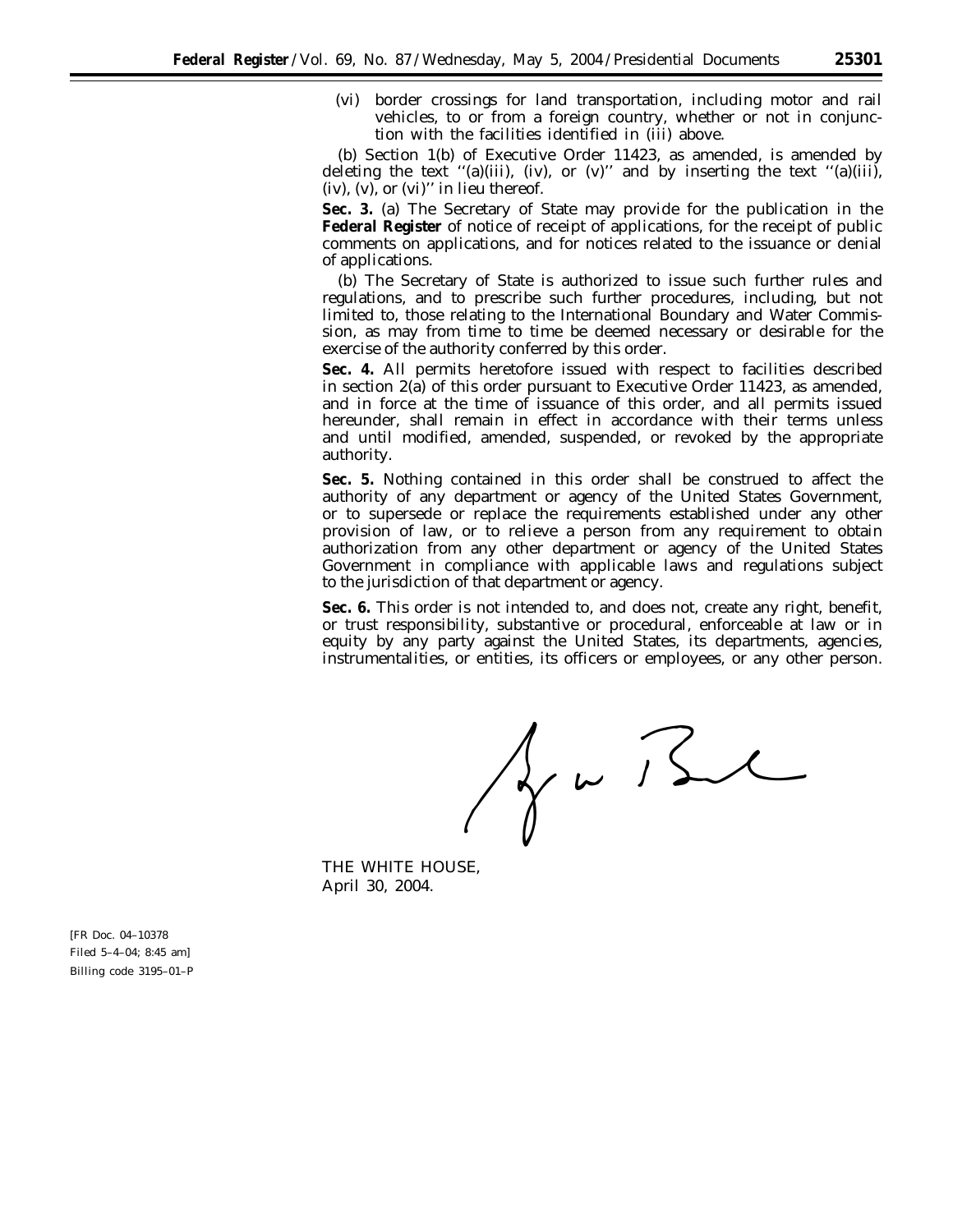(vi) border crossings for land transportation, including motor and rail vehicles, to or from a foreign country, whether or not in conjunction with the facilities identified in (iii) above.

(b) Section 1(b) of Executive Order 11423, as amended, is amended by deleting the text ''(a)(iii), (iv), or (v)'' and by inserting the text ''(a)(iii), (iv), (v), or (vi)'' in lieu thereof.

**Sec. 3.** (a) The Secretary of State may provide for the publication in the **Federal Register** of notice of receipt of applications, for the receipt of public comments on applications, and for notices related to the issuance or denial of applications.

(b) The Secretary of State is authorized to issue such further rules and regulations, and to prescribe such further procedures, including, but not limited to, those relating to the International Boundary and Water Commission, as may from time to time be deemed necessary or desirable for the exercise of the authority conferred by this order.

**Sec. 4.** All permits heretofore issued with respect to facilities described in section 2(a) of this order pursuant to Executive Order 11423, as amended, and in force at the time of issuance of this order, and all permits issued hereunder, shall remain in effect in accordance with their terms unless and until modified, amended, suspended, or revoked by the appropriate authority.

**Sec. 5.** Nothing contained in this order shall be construed to affect the authority of any department or agency of the United States Government, or to supersede or replace the requirements established under any other provision of law, or to relieve a person from any requirement to obtain authorization from any other department or agency of the United States Government in compliance with applicable laws and regulations subject to the jurisdiction of that department or agency.

**Sec. 6.** This order is not intended to, and does not, create any right, benefit, or trust responsibility, substantive or procedural, enforceable at law or in equity by any party against the United States, its departments, agencies, instrumentalities, or entities, its officers or employees, or any other person.

THE WHITE HOUSE,
April 30, 2004.

[FR Doc. 04–10378
Filed 5–4–04; 8:45 am]
Billing code 3195–01–P